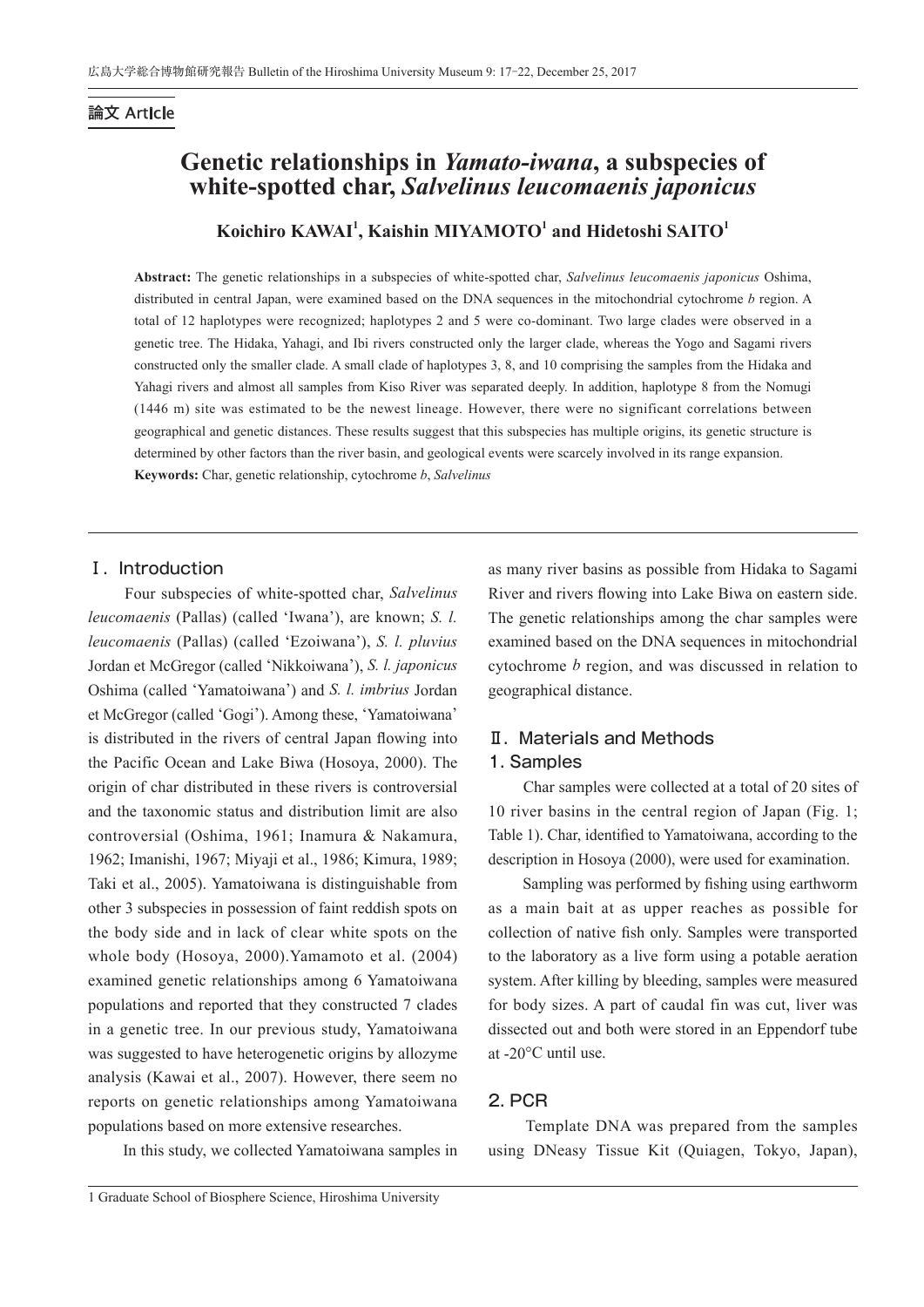論文 Article

# Genetic relationships in *Yamato-iwana*, a subspecies of white-spotted char, *Salvelinus leucomaenis japonicus*

**Koichiro KAWAI[1], Kaishin MIYAMOTO[1] and Hidetoshi SAITO[1]**

**Abstract:** The genetic relationships in a subspecies of white-spotted char, *Salvelinus leucomaenis japonicus* Oshima, distributed in central Japan, were examined based on the DNA sequences in the mitochondrial cytochrome *b* region. A total of 12 haplotypes were recognized; haplotypes 2 and 5 were co-dominant. Two large clades were observed in a genetic tree. The Hidaka, Yahagi, and Ibi rivers constructed only the larger clade, whereas the Yogo and Sagami rivers constructed only the smaller clade. A small clade of haplotypes 3, 8, and 10 comprising the samples from the Hidaka and Yahagi rivers and almost all samples from Kiso River was separated deeply. In addition, haplotype 8 from the Nomugi (1446 m) site was estimated to be the newest lineage. However, there were no significant correlations between geographical and genetic distances. These results suggest that this subspecies has multiple origins, its genetic structure is determined by other factors than the river basin, and geological events were scarcely involved in its range expansion.
**Keywords:** Char, genetic relationship, cytochrome *b*, *Salvelinus*

## Ⅰ. Introduction

Four subspecies of white-spotted char, *Salvelinus leucomaenis* (Pallas) (called 'Iwana'), are known; *S. l. leucomaenis* (Pallas) (called 'Ezoiwana'), *S. l. pluvius* Jordan et McGregor (called 'Nikkoiwana'), *S. l. japonicus* Oshima (called 'Yamatoiwana') and *S. l. imbrius* Jordan et McGregor (called 'Gogi'). Among these, 'Yamatoiwana' is distributed in the rivers of central Japan flowing into the Pacific Ocean and Lake Biwa (Hosoya, 2000). The origin of char distributed in these rivers is controversial and the taxonomic status and distribution limit are also controversial (Oshima, 1961; Inamura & Nakamura, 1962; Imanishi, 1967; Miyaji et al., 1986; Kimura, 1989; Taki et al., 2005). Yamatoiwana is distinguishable from other 3 subspecies in possession of faint reddish spots on the body side and in lack of clear white spots on the whole body (Hosoya, 2000).Yamamoto et al. (2004) examined genetic relationships among 6 Yamatoiwana populations and reported that they constructed 7 clades in a genetic tree. In our previous study, Yamatoiwana was suggested to have heterogenetic origins by allozyme analysis (Kawai et al., 2007). However, there seem no reports on genetic relationships among Yamatoiwana populations based on more extensive researches.

In this study, we collected Yamatoiwana samples in as many river basins as possible from Hidaka to Sagami River and rivers flowing into Lake Biwa on eastern side. The genetic relationships among the char samples were examined based on the DNA sequences in mitochondrial cytochrome *b* region, and was discussed in relation to geographical distance.

## Ⅱ. Materials and Methods

### 1. Samples

Char samples were collected at a total of 20 sites of 10 river basins in the central region of Japan (Fig. 1; Table 1). Char, identified to Yamatoiwana, according to the description in Hosoya (2000), were used for examination.

Sampling was performed by fishing using earthworm as a main bait at as upper reaches as possible for collection of native fish only. Samples were transported to the laboratory as a live form using a potable aeration system. After killing by bleeding, samples were measured for body sizes. A part of caudal fin was cut, liver was dissected out and both were stored in an Eppendorf tube at -20°C until use.

### 2. PCR

Template DNA was prepared from the samples using DNeasy Tissue Kit (Quiagen, Tokyo, Japan),

1 Graduate School of Biosphere Science, Hiroshima University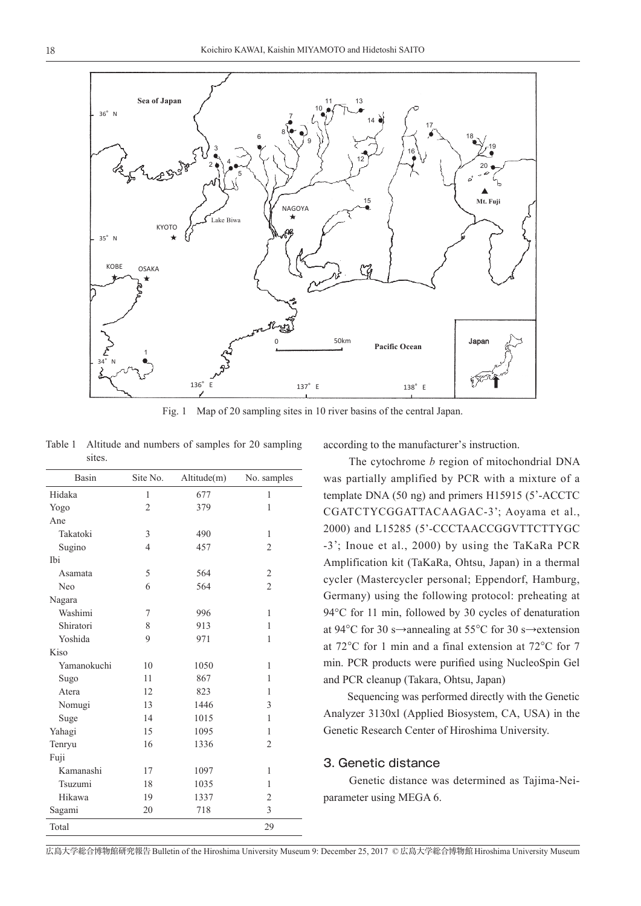Fig. 1 Map of 20 sampling sites in 10 river basins of the central Japan.

Table 1 Altitude and numbers of samples for 20 sampling sites.

| Basin | Site No. | Altitude(m) | No. samples |
|---|---|---|---|
| Hidaka | 1 | 677 | 1 |
| Yogo | 2 | 379 | 1 |
| Ane | | | |
| Takatoki | 3 | 490 | 1 |
| Sugino | 4 | 457 | 2 |
| Ibi | | | |
| Asamata | 5 | 564 | 2 |
| Neo | 6 | 564 | 2 |
| Nagara | | | |
| Washimi | 7 | 996 | 1 |
| Shiratori | 8 | 913 | 1 |
| Yoshida | 9 | 971 | 1 |
| Kiso | | | |
| Yamanokuchi | 10 | 1050 | 1 |
| Sugo | 11 | 867 | 1 |
| Atera | 12 | 823 | 1 |
| Nomugi | 13 | 1446 | 3 |
| Suge | 14 | 1015 | 1 |
| Yahagi | 15 | 1095 | 1 |
| Tenryu | 16 | 1336 | 2 |
| Fuji | | | |
| Kamanashi | 17 | 1097 | 1 |
| Tsuzumi | 18 | 1035 | 1 |
| Hikawa | 19 | 1337 | 2 |
| Sagami | 20 | 718 | 3 |
| Total | | | 29 |

according to the manufacturer's instruction.

The cytochrome *b* region of mitochondrial DNA was partially amplified by PCR with a mixture of a template DNA (50 ng) and primers H15915 (5'-ACCTC CGATCTYCGGATTACAAGAC-3'; Aoyama et al., 2000) and L15285 (5'-CCCTAACCGGVTTCTTYGC -3'; Inoue et al., 2000) by using the TaKaRa PCR Amplification kit (TaKaRa, Ohtsu, Japan) in a thermal cycler (Mastercycler personal; Eppendorf, Hamburg, Germany) using the following protocol: preheating at 94°C for 11 min, followed by 30 cycles of denaturation at 94°C for 30 s→annealing at 55°C for 30 s→extension at 72°C for 1 min and a final extension at 72°C for 7 min. PCR products were purified using NucleoSpin Gel and PCR cleanup (Takara, Ohtsu, Japan)

Sequencing was performed directly with the Genetic Analyzer 3130xl (Applied Biosystem, CA, USA) in the Genetic Research Center of Hiroshima University.

## 3. Genetic distance

Genetic distance was determined as Tajima-Nei-parameter using MEGA 6.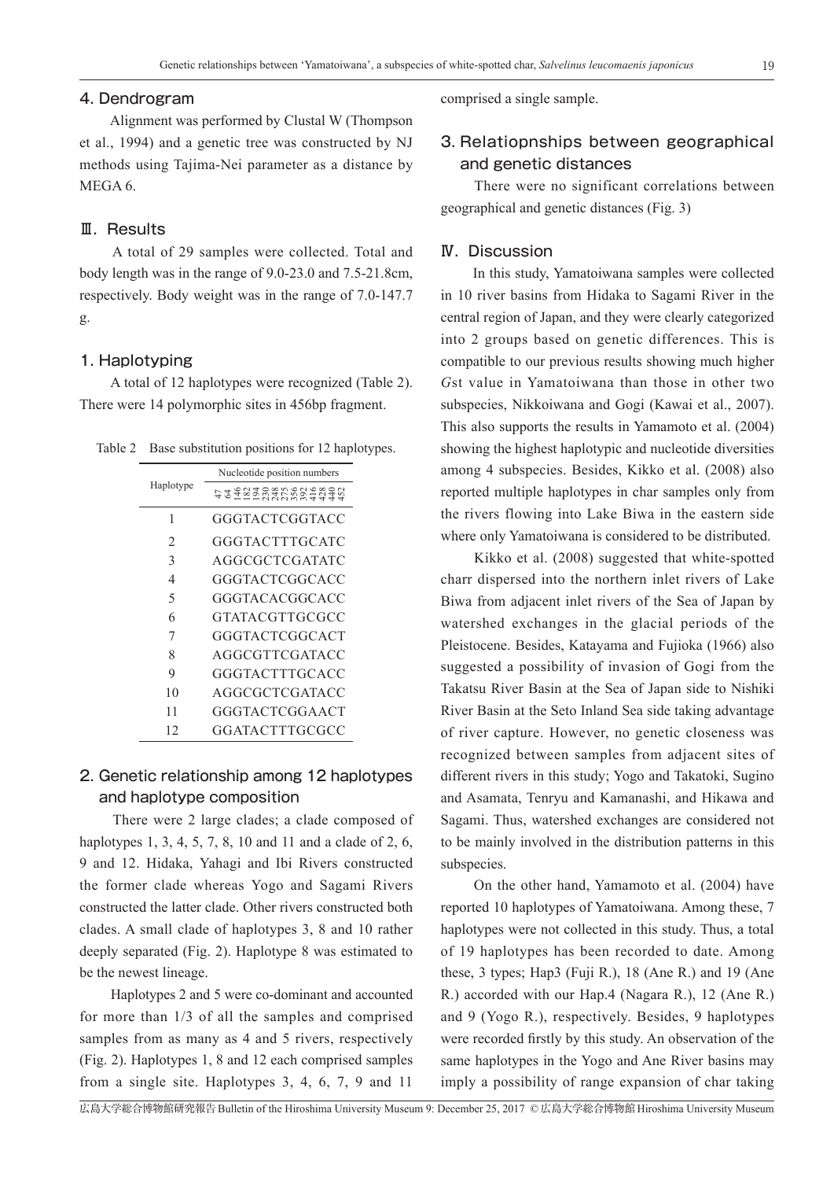### 4. Dendrogram

Alignment was performed by Clustal W (Thompson et al., 1994) and a genetic tree was constructed by NJ methods using Tajima-Nei parameter as a distance by MEGA 6.

## Ⅲ. Results

A total of 29 samples were collected. Total and body length was in the range of 9.0-23.0 and 7.5-21.8cm, respectively. Body weight was in the range of 7.0-147.7 g.

### 1. Haplotyping

A total of 12 haplotypes were recognized (Table 2). There were 14 polymorphic sites in 456bp fragment.

Table 2 Base substitution positions for 12 haplotypes.

| Haplotype | Nucleotide position numbers<br>47 64 146 182 194 230 248 275 356 392 416 428 440 452 |
|---|---|
| 1 | GGGTACTCGGTACC |
| 2 | GGGTACTTTGCATC |
| 3 | AGGCGCTCGATATC |
| 4 | GGGTACTCGGCACC |
| 5 | GGGTACACGGCACC |
| 6 | GTATACGTTGCGCC |
| 7 | GGGTACTCGGCACT |
| 8 | AGGCGTTCGATACC |
| 9 | GGGTACTTTGCACC |
| 10 | AGGCGCTCGATACC |
| 11 | GGGTACTCGGAACT |
| 12 | GGATACTTTGCGCC |

### 2. Genetic relationship among 12 haplotypes and haplotype composition

There were 2 large clades; a clade composed of haplotypes 1, 3, 4, 5, 7, 8, 10 and 11 and a clade of 2, 6, 9 and 12. Hidaka, Yahagi and Ibi Rivers constructed the former clade whereas Yogo and Sagami Rivers constructed the latter clade. Other rivers constructed both clades. A small clade of haplotypes 3, 8 and 10 rather deeply separated (Fig. 2). Haplotype 8 was estimated to be the newest lineage.

Haplotypes 2 and 5 were co-dominant and accounted for more than 1/3 of all the samples and comprised samples from as many as 4 and 5 rivers, respectively (Fig. 2). Haplotypes 1, 8 and 12 each comprised samples from a single site. Haplotypes 3, 4, 6, 7, 9 and 11 comprised a single sample.

### 3. Relatiopnships between geographical and genetic distances

There were no significant correlations between geographical and genetic distances (Fig. 3)

## Ⅳ. Discussion

In this study, Yamatoiwana samples were collected in 10 river basins from Hidaka to Sagami River in the central region of Japan, and they were clearly categorized into 2 groups based on genetic differences. This is compatible to our previous results showing much higher *G*st value in Yamatoiwana than those in other two subspecies, Nikkoiwana and Gogi (Kawai et al., 2007). This also supports the results in Yamamoto et al. (2004) showing the highest haplotypic and nucleotide diversities among 4 subspecies. Besides, Kikko et al. (2008) also reported multiple haplotypes in char samples only from the rivers flowing into Lake Biwa in the eastern side where only Yamatoiwana is considered to be distributed.

Kikko et al. (2008) suggested that white-spotted charr dispersed into the northern inlet rivers of Lake Biwa from adjacent inlet rivers of the Sea of Japan by watershed exchanges in the glacial periods of the Pleistocene. Besides, Katayama and Fujioka (1966) also suggested a possibility of invasion of Gogi from the Takatsu River Basin at the Sea of Japan side to Nishiki River Basin at the Seto Inland Sea side taking advantage of river capture. However, no genetic closeness was recognized between samples from adjacent sites of different rivers in this study; Yogo and Takatoki, Sugino and Asamata, Tenryu and Kamanashi, and Hikawa and Sagami. Thus, watershed exchanges are considered not to be mainly involved in the distribution patterns in this subspecies.

On the other hand, Yamamoto et al. (2004) have reported 10 haplotypes of Yamatoiwana. Among these, 7 haplotypes were not collected in this study. Thus, a total of 19 haplotypes has been recorded to date. Among these, 3 types; Hap3 (Fuji R.), 18 (Ane R.) and 19 (Ane R.) accorded with our Hap.4 (Nagara R.), 12 (Ane R.) and 9 (Yogo R.), respectively. Besides, 9 haplotypes were recorded firstly by this study. An observation of the same haplotypes in the Yogo and Ane River basins may imply a possibility of range expansion of char taking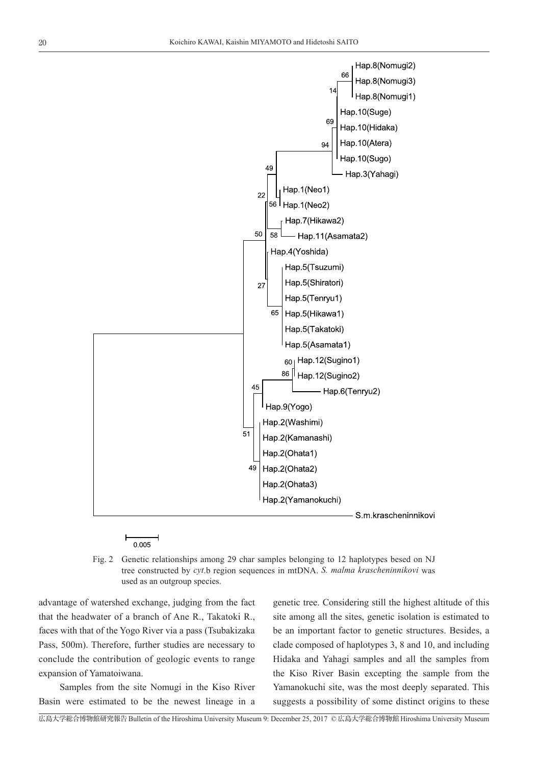Fig. 2 Genetic relationships among 29 char samples belonging to 12 haplotypes besed on NJ tree constructed by *cyt*.b region sequences in mtDNA. *S. malma krascheninnikovi* was used as an outgroup species.

advantage of watershed exchange, judging from the fact that the headwater of a branch of Ane R., Takatoki R., faces with that of the Yogo River via a pass (Tsubakizaka Pass, 500m). Therefore, further studies are necessary to conclude the contribution of geologic events to range expansion of Yamatoiwana.

Samples from the site Nomugi in the Kiso River Basin were estimated to be the newest lineage in a genetic tree. Considering still the highest altitude of this site among all the sites, genetic isolation is estimated to be an important factor to genetic structures. Besides, a clade composed of haplotypes 3, 8 and 10, and including Hidaka and Yahagi samples and all the samples from the Kiso River Basin excepting the sample from the Yamanokuchi site, was the most deeply separated. This suggests a possibility of some distinct origins to these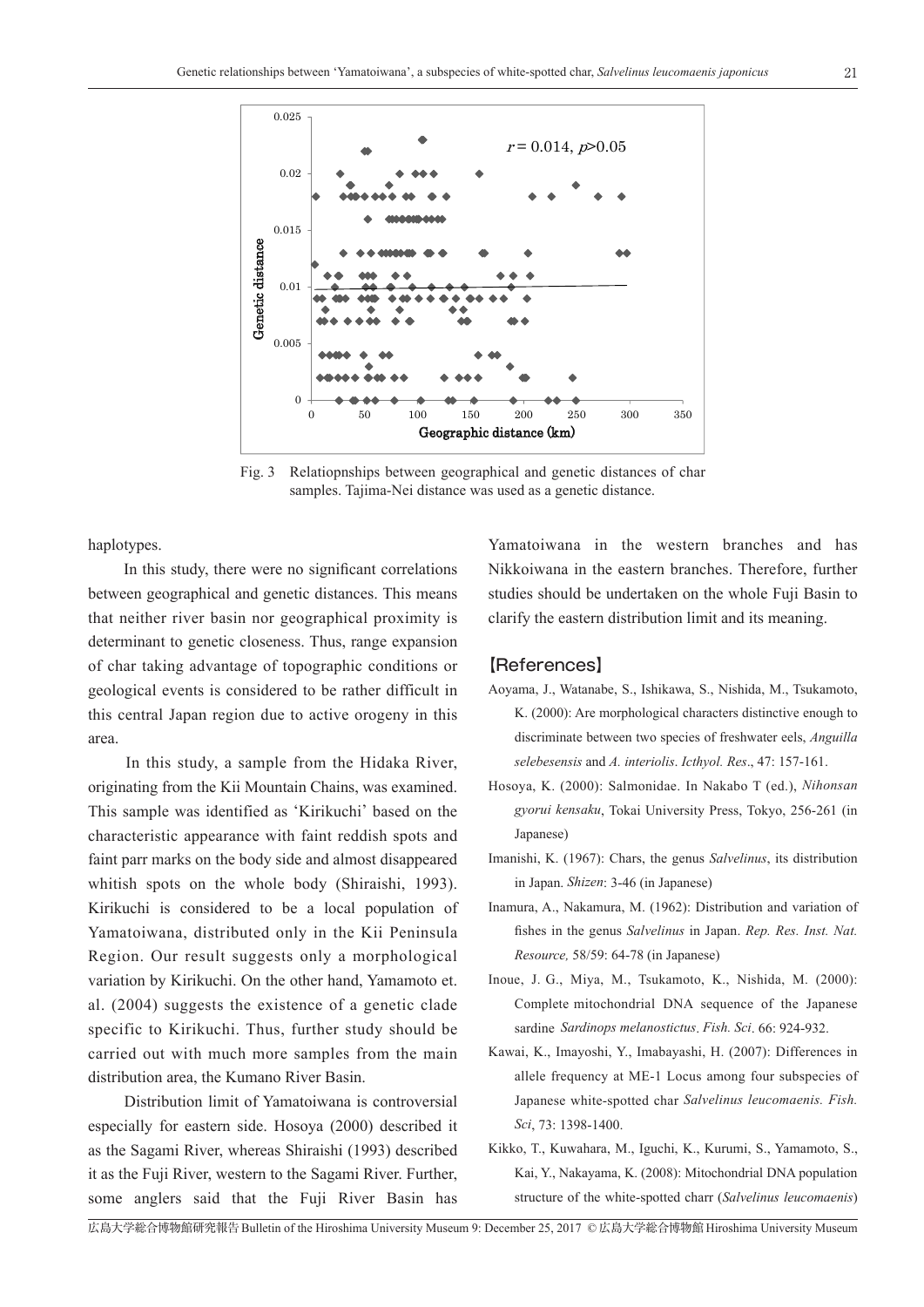Fig. 3 Relatiopnships between geographical and genetic distances of char samples. Tajima-Nei distance was used as a genetic distance.

haplotypes.

In this study, there were no significant correlations between geographical and genetic distances. This means that neither river basin nor geographical proximity is determinant to genetic closeness. Thus, range expansion of char taking advantage of topographic conditions or geological events is considered to be rather difficult in this central Japan region due to active orogeny in this area.

In this study, a sample from the Hidaka River, originating from the Kii Mountain Chains, was examined. This sample was identified as 'Kirikuchi' based on the characteristic appearance with faint reddish spots and faint parr marks on the body side and almost disappeared whitish spots on the whole body (Shiraishi, 1993). Kirikuchi is considered to be a local population of Yamatoiwana, distributed only in the Kii Peninsula Region. Our result suggests only a morphological variation by Kirikuchi. On the other hand, Yamamoto et. al. (2004) suggests the existence of a genetic clade specific to Kirikuchi. Thus, further study should be carried out with much more samples from the main distribution area, the Kumano River Basin.

Distribution limit of Yamatoiwana is controversial especially for eastern side. Hosoya (2000) described it as the Sagami River, whereas Shiraishi (1993) described it as the Fuji River, western to the Sagami River. Further, some anglers said that the Fuji River Basin has Yamatoiwana in the western branches and has Nikkoiwana in the eastern branches. Therefore, further studies should be undertaken on the whole Fuji Basin to clarify the eastern distribution limit and its meaning.

## 【References】

Aoyama, J., Watanabe, S., Ishikawa, S., Nishida, M., Tsukamoto, K. (2000): Are morphological characters distinctive enough to discriminate between two species of freshwater eels, *Anguilla selebesensis* and *A. interiolis*. *Icthyol. Res*., 47: 157-161.

Hosoya, K. (2000): Salmonidae. In Nakabo T (ed.), *Nihonsan gyorui kensaku*, Tokai University Press, Tokyo, 256-261 (in Japanese)

Imanishi, K. (1967): Chars, the genus *Salvelinus*, its distribution in Japan. *Shizen*: 3-46 (in Japanese)

Inamura, A., Nakamura, M. (1962): Distribution and variation of fishes in the genus *Salvelinus* in Japan. *Rep. Res. Inst. Nat. Resource,* 58/59: 64-78 (in Japanese)

Inoue, J. G., Miya, M., Tsukamoto, K., Nishida, M. (2000): Complete mitochondrial DNA sequence of the Japanese sardine *Sardinops melanostictus*. *Fish. Sci*. 66: 924-932.

Kawai, K., Imayoshi, Y., Imabayashi, H. (2007): Differences in allele frequency at ME-1 Locus among four subspecies of Japanese white-spotted char *Salvelinus leucomaenis. Fish. Sci*, 73: 1398-1400.

Kikko, T., Kuwahara, M., Iguchi, K., Kurumi, S., Yamamoto, S., Kai, Y., Nakayama, K. (2008): Mitochondrial DNA population structure of the white-spotted charr (*Salvelinus leucomaenis*)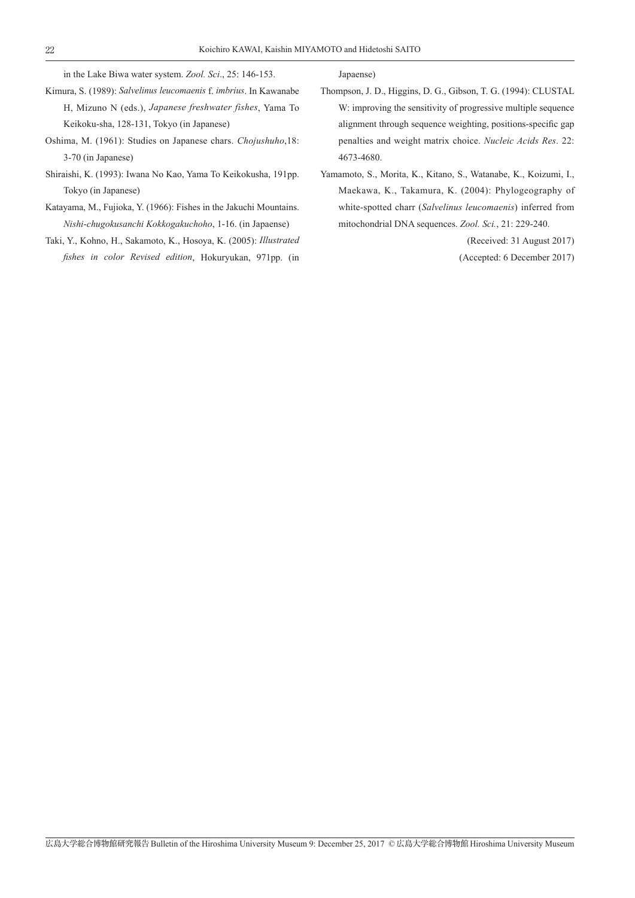in the Lake Biwa water system. *Zool. Sci*., 25: 146-153.

Kimura, S. (1989): *Salvelinus leucomaenis* f. *imbrius*. In Kawanabe H, Mizuno N (eds.), *Japanese freshwater fishes*, Yama To Keikoku-sha, 128-131, Tokyo (in Japanese)

Oshima, M. (1961): Studies on Japanese chars. *Chojushuho*,18: 3-70 (in Japanese)

Shiraishi, K. (1993): Iwana No Kao, Yama To Keikokusha, 191pp. Tokyo (in Japanese)

Katayama, M., Fujioka, Y. (1966): Fishes in the Jakuchi Mountains. *Nishi-chugokusanchi Kokkogakuchoho*, 1-16. (in Japaense)

Taki, Y., Kohno, H., Sakamoto, K., Hosoya, K. (2005): *Illustrated fishes in color Revised edition*, Hokuryukan, 971pp. (in Japaense)

Thompson, J. D., Higgins, D. G., Gibson, T. G. (1994): CLUSTAL W: improving the sensitivity of progressive multiple sequence alignment through sequence weighting, positions-specific gap penalties and weight matrix choice. *Nucleic Acids Res*. 22: 4673-4680.

Yamamoto, S., Morita, K., Kitano, S., Watanabe, K., Koizumi, I., Maekawa, K., Takamura, K. (2004): Phylogeography of white-spotted charr (*Salvelinus leucomaenis*) inferred from mitochondrial DNA sequences. *Zool. Sci.*, 21: 229-240.

(Received: 31 August 2017)

(Accepted: 6 December 2017)